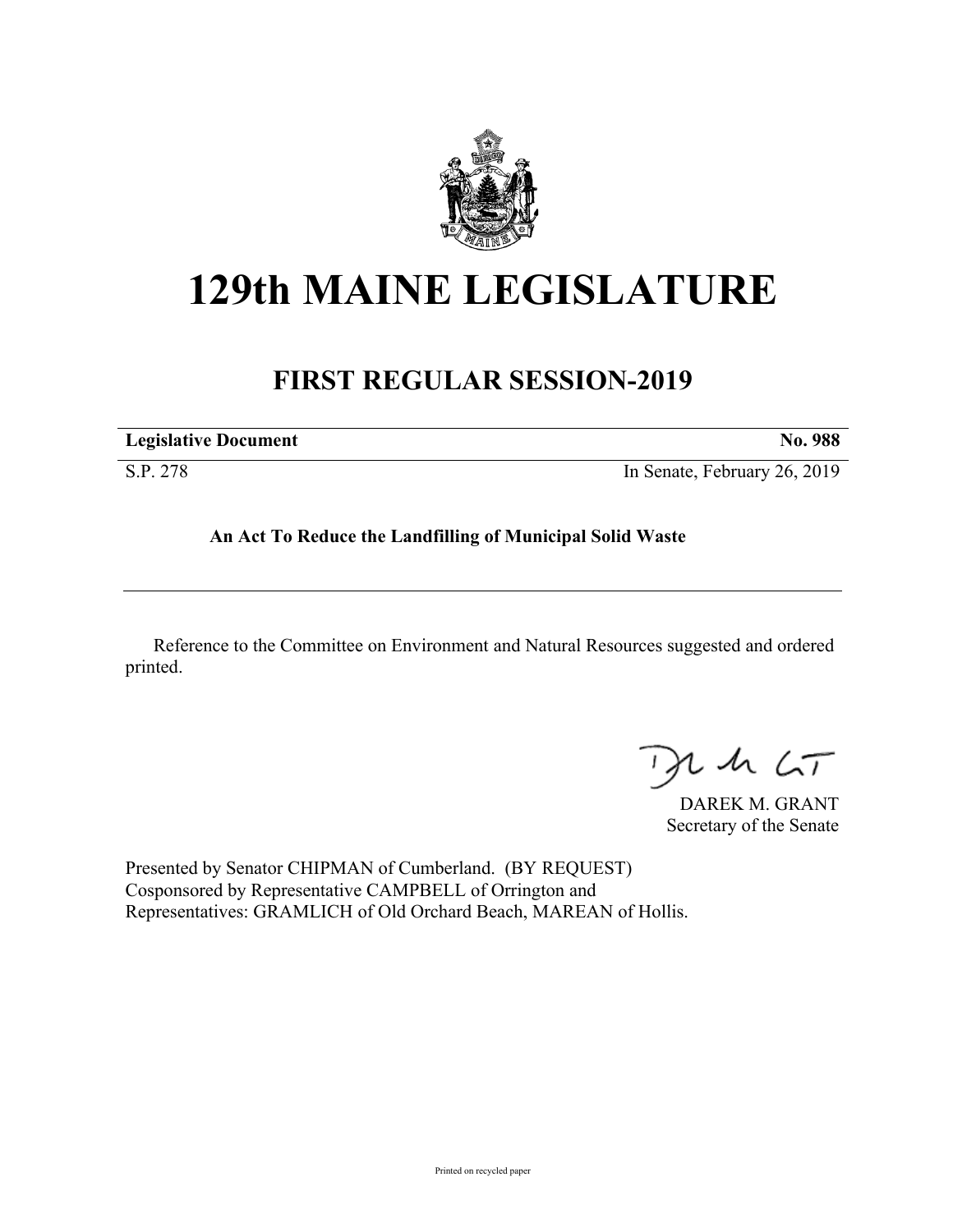# 129th MAINE LEGISLATURE

## FIRST REGULAR SESSION-2019

**Legislative Document** **No. 988**

S.P. 278 In Senate, February 26, 2019

**An Act To Reduce the Landfilling of Municipal Solid Waste**

Reference to the Committee on Environment and Natural Resources suggested and ordered printed.

DAREK M. GRANT
Secretary of the Senate

Presented by Senator CHIPMAN of Cumberland. (BY REQUEST)
Cosponsored by Representative CAMPBELL of Orrington and
Representatives: GRAMLICH of Old Orchard Beach, MAREAN of Hollis.

Printed on recycled paper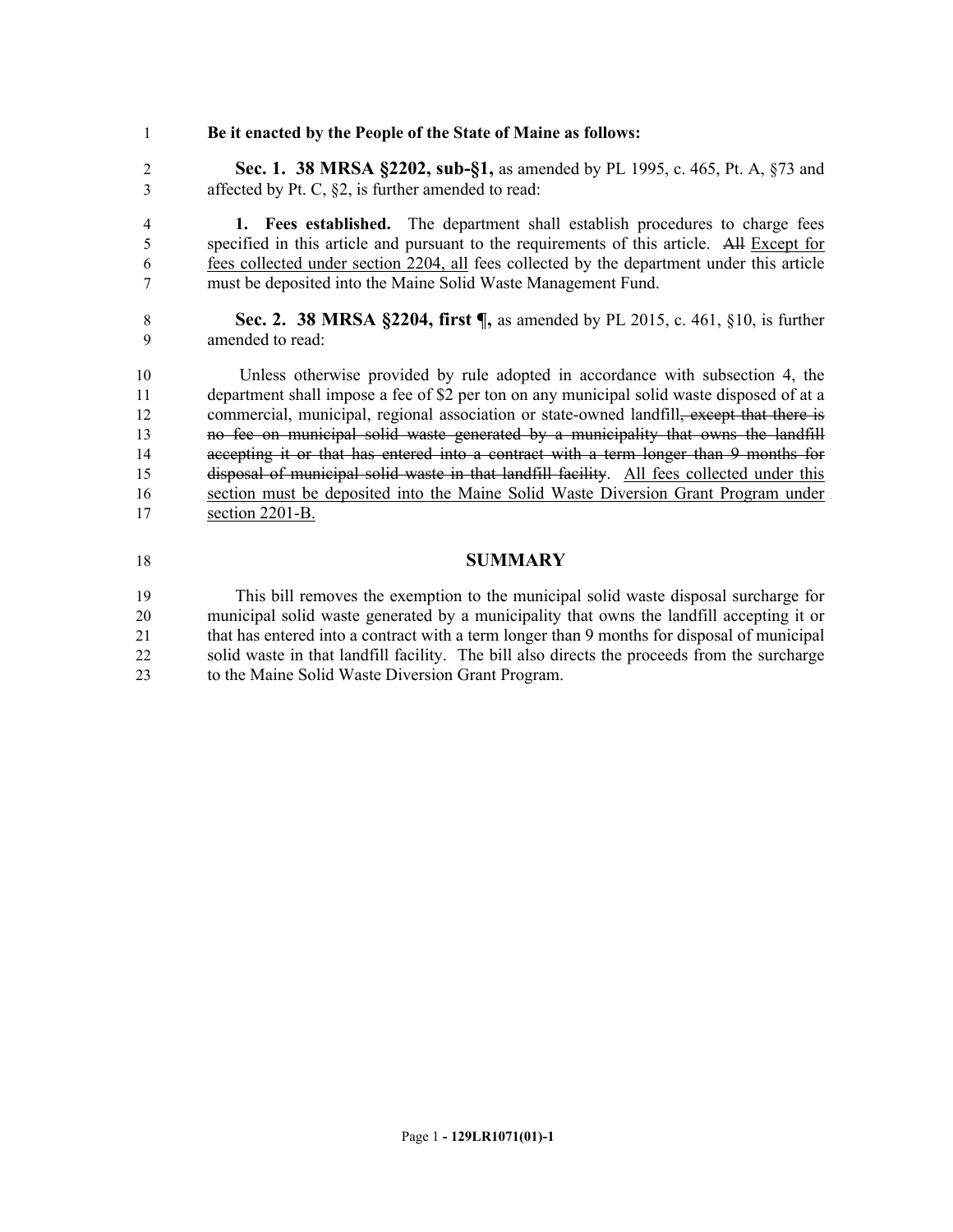**Be it enacted by the People of the State of Maine as follows:**

**Sec. 1. 38 MRSA §2202, sub-§1,** as amended by PL 1995, c. 465, Pt. A, §73 and affected by Pt. C, §2, is further amended to read:

**1. Fees established.** The department shall establish procedures to charge fees specified in this article and pursuant to the requirements of this article. ~~All~~ Except for fees collected under section 2204, all fees collected by the department under this article must be deposited into the Maine Solid Waste Management Fund.

**Sec. 2. 38 MRSA §2204, first ¶,** as amended by PL 2015, c. 461, §10, is further amended to read:

Unless otherwise provided by rule adopted in accordance with subsection 4, the department shall impose a fee of $2 per ton on any municipal solid waste disposed of at a commercial, municipal, regional association or state-owned landfill~~, except that there is no fee on municipal solid waste generated by a municipality that owns the landfill accepting it or that has entered into a contract with a term longer than 9 months for disposal of municipal solid waste in that landfill facility~~. All fees collected under this section must be deposited into the Maine Solid Waste Diversion Grant Program under section 2201-B.

## SUMMARY

This bill removes the exemption to the municipal solid waste disposal surcharge for municipal solid waste generated by a municipality that owns the landfill accepting it or that has entered into a contract with a term longer than 9 months for disposal of municipal solid waste in that landfill facility. The bill also directs the proceeds from the surcharge to the Maine Solid Waste Diversion Grant Program.